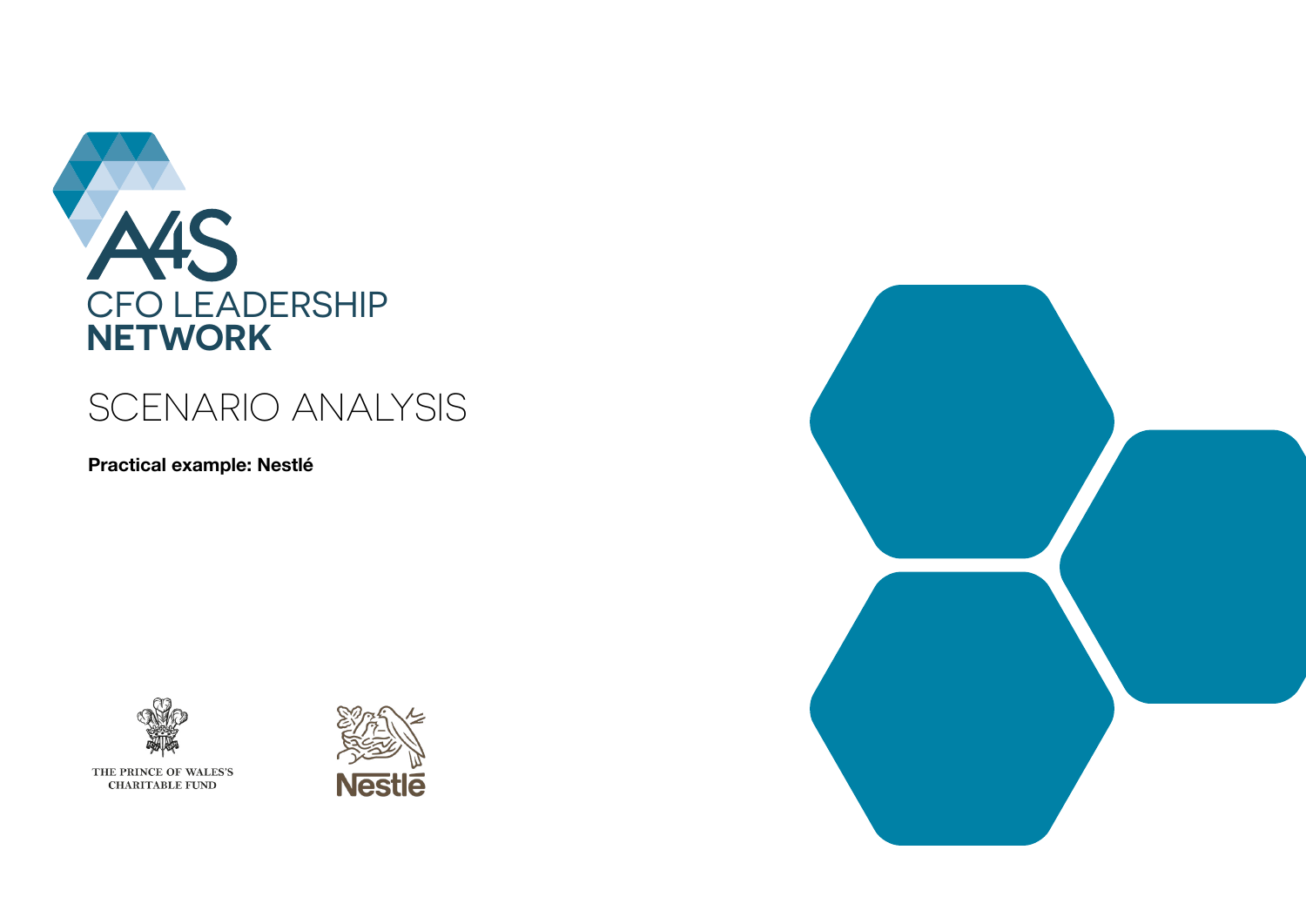A4S

CFO LEADERSHIP
**NETWORK**

# SCENARIO ANALYSIS

**Practical example: Nestlé**

THE PRINCE OF WALES'S
CHARITABLE FUND

Nestlé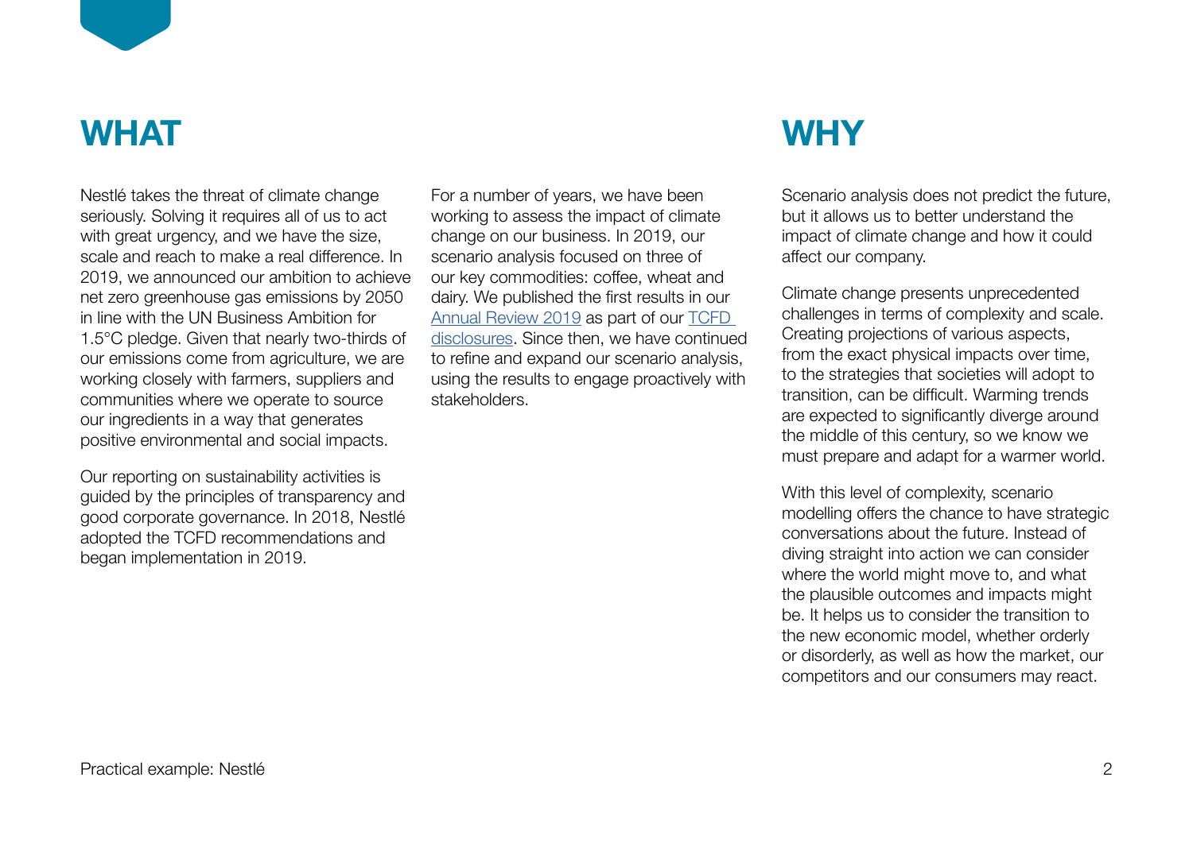# WHAT

Nestlé takes the threat of climate change seriously. Solving it requires all of us to act with great urgency, and we have the size, scale and reach to make a real difference. In 2019, we announced our ambition to achieve net zero greenhouse gas emissions by 2050 in line with the UN Business Ambition for 1.5°C pledge. Given that nearly two-thirds of our emissions come from agriculture, we are working closely with farmers, suppliers and communities where we operate to source our ingredients in a way that generates positive environmental and social impacts.

Our reporting on sustainability activities is guided by the principles of transparency and good corporate governance. In 2018, Nestlé adopted the TCFD recommendations and began implementation in 2019.

For a number of years, we have been working to assess the impact of climate change on our business. In 2019, our scenario analysis focused on three of our key commodities: coffee, wheat and dairy. We published the first results in our [Annual Review 2019] as part of our [TCFD disclosures]. Since then, we have continued to refine and expand our scenario analysis, using the results to engage proactively with stakeholders.

# WHY

Scenario analysis does not predict the future, but it allows us to better understand the impact of climate change and how it could affect our company.

Climate change presents unprecedented challenges in terms of complexity and scale. Creating projections of various aspects, from the exact physical impacts over time, to the strategies that societies will adopt to transition, can be difficult. Warming trends are expected to significantly diverge around the middle of this century, so we know we must prepare and adapt for a warmer world.

With this level of complexity, scenario modelling offers the chance to have strategic conversations about the future. Instead of diving straight into action we can consider where the world might move to, and what the plausible outcomes and impacts might be. It helps us to consider the transition to the new economic model, whether orderly or disorderly, as well as how the market, our competitors and our consumers may react.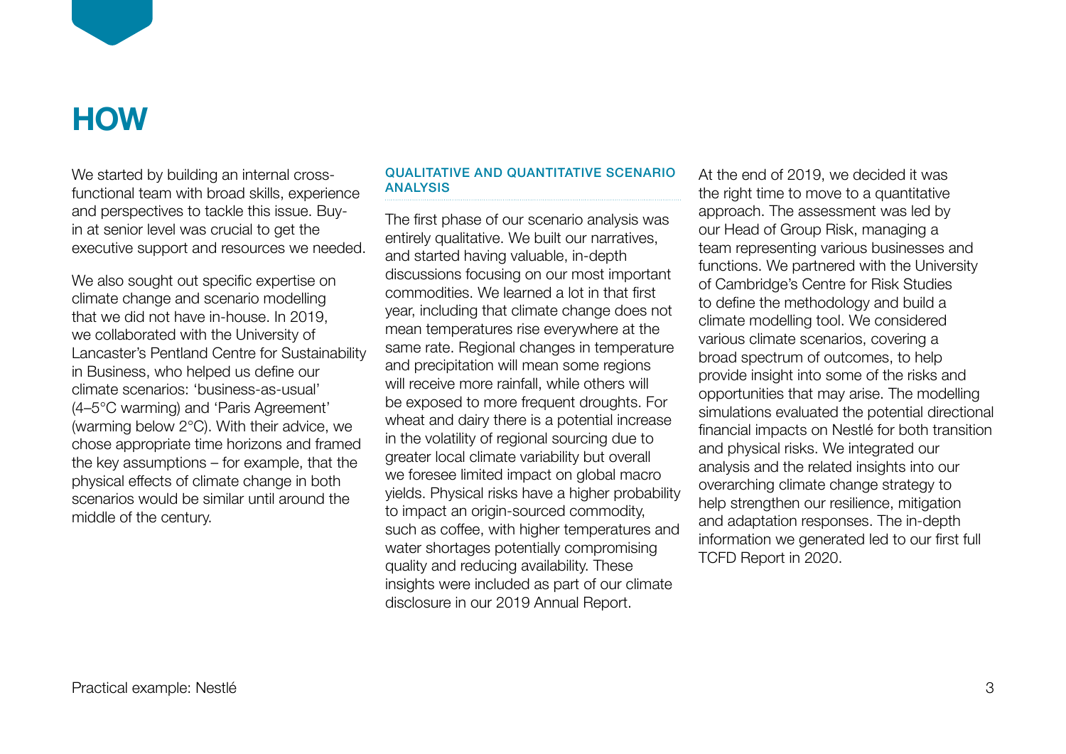# HOW

We started by building an internal cross-functional team with broad skills, experience and perspectives to tackle this issue. Buy-in at senior level was crucial to get the executive support and resources we needed.

We also sought out specific expertise on climate change and scenario modelling that we did not have in-house. In 2019, we collaborated with the University of Lancaster's Pentland Centre for Sustainability in Business, who helped us define our climate scenarios: 'business-as-usual' (4–5°C warming) and 'Paris Agreement' (warming below 2°C). With their advice, we chose appropriate time horizons and framed the key assumptions – for example, that the physical effects of climate change in both scenarios would be similar until around the middle of the century.

## QUALITATIVE AND QUANTITATIVE SCENARIO ANALYSIS

The first phase of our scenario analysis was entirely qualitative. We built our narratives, and started having valuable, in-depth discussions focusing on our most important commodities. We learned a lot in that first year, including that climate change does not mean temperatures rise everywhere at the same rate. Regional changes in temperature and precipitation will mean some regions will receive more rainfall, while others will be exposed to more frequent droughts. For wheat and dairy there is a potential increase in the volatility of regional sourcing due to greater local climate variability but overall we foresee limited impact on global macro yields. Physical risks have a higher probability to impact an origin-sourced commodity, such as coffee, with higher temperatures and water shortages potentially compromising quality and reducing availability. These insights were included as part of our climate disclosure in our 2019 Annual Report.

At the end of 2019, we decided it was the right time to move to a quantitative approach. The assessment was led by our Head of Group Risk, managing a team representing various businesses and functions. We partnered with the University of Cambridge's Centre for Risk Studies to define the methodology and build a climate modelling tool. We considered various climate scenarios, covering a broad spectrum of outcomes, to help provide insight into some of the risks and opportunities that may arise. The modelling simulations evaluated the potential directional financial impacts on Nestlé for both transition and physical risks. We integrated our analysis and the related insights into our overarching climate change strategy to help strengthen our resilience, mitigation and adaptation responses. The in-depth information we generated led to our first full TCFD Report in 2020.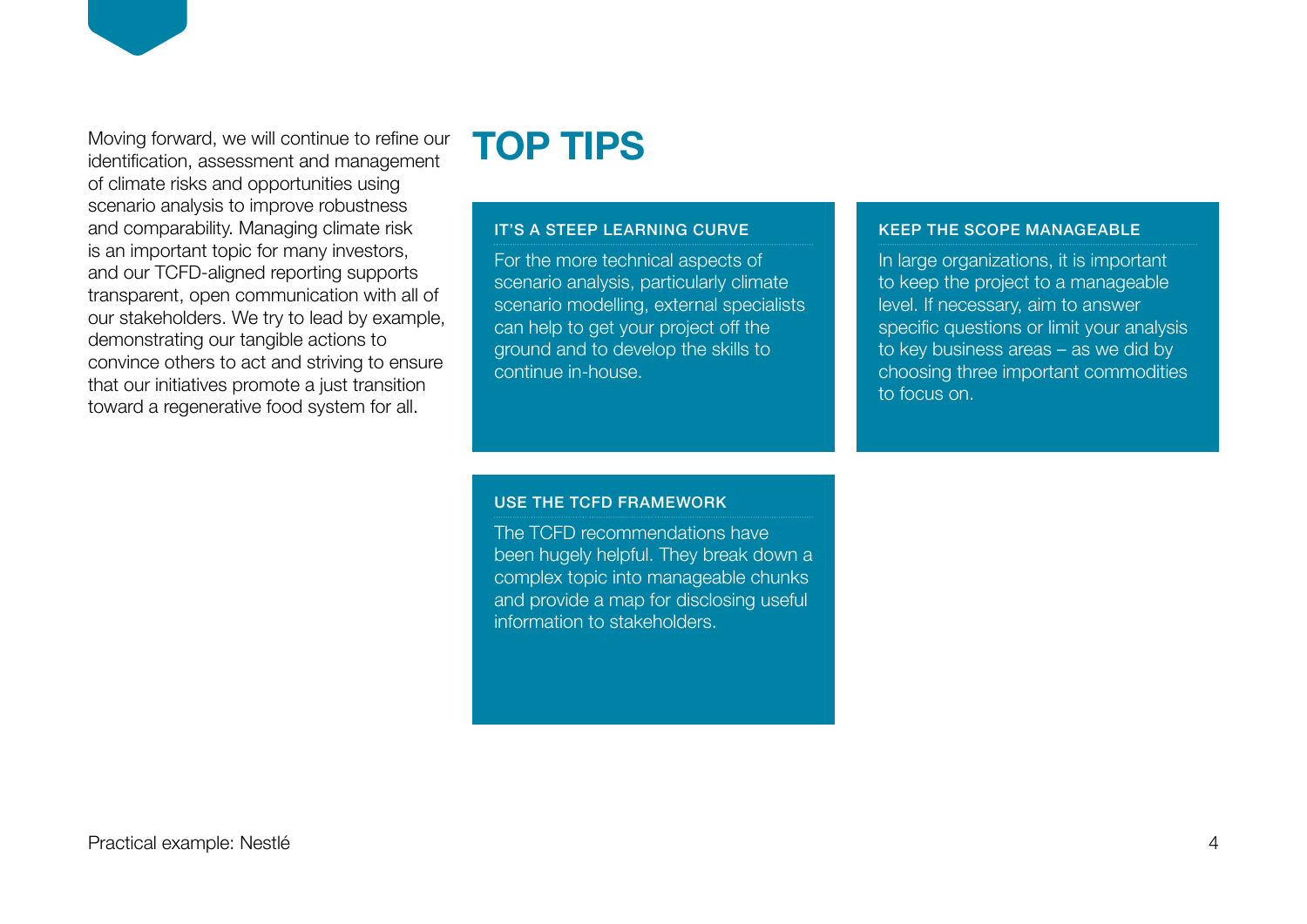Moving forward, we will continue to refine our identification, assessment and management of climate risks and opportunities using scenario analysis to improve robustness and comparability. Managing climate risk is an important topic for many investors, and our TCFD-aligned reporting supports transparent, open communication with all of our stakeholders. We try to lead by example, demonstrating our tangible actions to convince others to act and striving to ensure that our initiatives promote a just transition toward a regenerative food system for all.

# TOP TIPS

### IT'S A STEEP LEARNING CURVE

For the more technical aspects of scenario analysis, particularly climate scenario modelling, external specialists can help to get your project off the ground and to develop the skills to continue in-house.

### KEEP THE SCOPE MANAGEABLE

In large organizations, it is important to keep the project to a manageable level. If necessary, aim to answer specific questions or limit your analysis to key business areas – as we did by choosing three important commodities to focus on.

### USE THE TCFD FRAMEWORK

The TCFD recommendations have been hugely helpful. They break down a complex topic into manageable chunks and provide a map for disclosing useful information to stakeholders.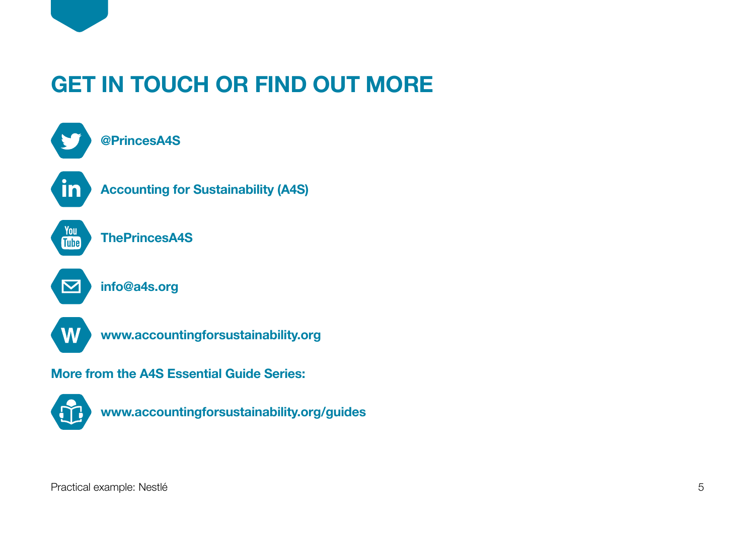# GET IN TOUCH OR FIND OUT MORE

**@PrincesA4S**

**Accounting for Sustainability (A4S)**

**ThePrincesA4S**

**info@a4s.org**

**www.accountingforsustainability.org**

**More from the A4S Essential Guide Series:**

**www.accountingforsustainability.org/guides**